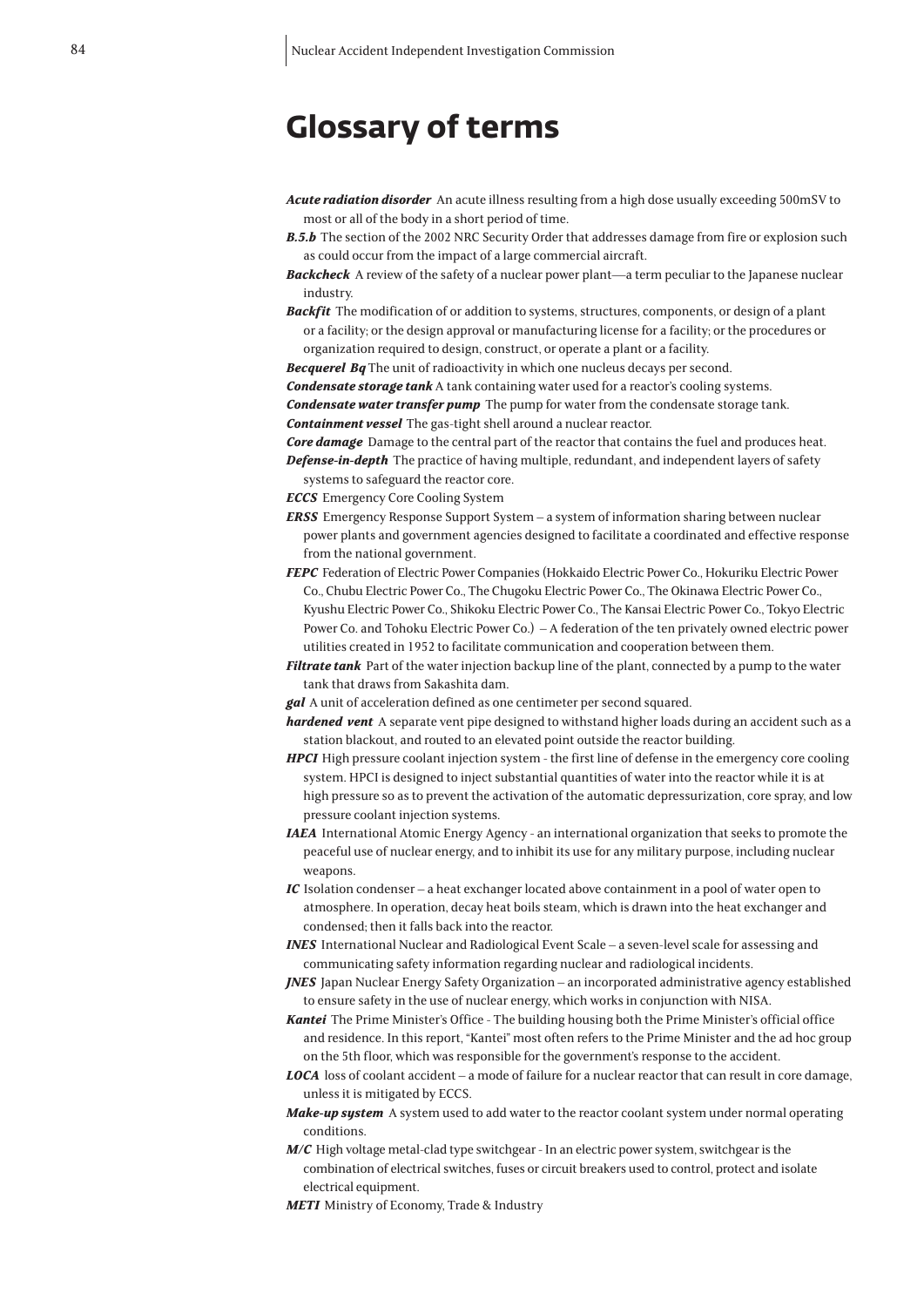# Glossary of terms

***Acute radiation disorder*** An acute illness resulting from a high dose usually exceeding 500mSV to most or all of the body in a short period of time.

***B.5.b*** The section of the 2002 NRC Security Order that addresses damage from fire or explosion such as could occur from the impact of a large commercial aircraft.

***Backcheck*** A review of the safety of a nuclear power plant—a term peculiar to the Japanese nuclear industry.

***Backfit*** The modification of or addition to systems, structures, components, or design of a plant or a facility; or the design approval or manufacturing license for a facility; or the procedures or organization required to design, construct, or operate a plant or a facility.

***Becquerel Bq*** The unit of radioactivity in which one nucleus decays per second.

***Condensate storage tank*** A tank containing water used for a reactor's cooling systems.

***Condensate water transfer pump*** The pump for water from the condensate storage tank.

***Containment vessel*** The gas-tight shell around a nuclear reactor.

***Core damage*** Damage to the central part of the reactor that contains the fuel and produces heat.

***Defense-in-depth*** The practice of having multiple, redundant, and independent layers of safety systems to safeguard the reactor core.

***ECCS*** Emergency Core Cooling System

***ERSS*** Emergency Response Support System – a system of information sharing between nuclear power plants and government agencies designed to facilitate a coordinated and effective response from the national government.

***FEPC*** Federation of Electric Power Companies (Hokkaido Electric Power Co., Hokuriku Electric Power Co., Chubu Electric Power Co., The Chugoku Electric Power Co., The Okinawa Electric Power Co., Kyushu Electric Power Co., Shikoku Electric Power Co., The Kansai Electric Power Co., Tokyo Electric Power Co. and Tohoku Electric Power Co.) – A federation of the ten privately owned electric power utilities created in 1952 to facilitate communication and cooperation between them.

***Filtrate tank*** Part of the water injection backup line of the plant, connected by a pump to the water tank that draws from Sakashita dam.

***gal*** A unit of acceleration defined as one centimeter per second squared.

***hardened vent*** A separate vent pipe designed to withstand higher loads during an accident such as a station blackout, and routed to an elevated point outside the reactor building.

***HPCI*** High pressure coolant injection system - the first line of defense in the emergency core cooling system. HPCI is designed to inject substantial quantities of water into the reactor while it is at high pressure so as to prevent the activation of the automatic depressurization, core spray, and low pressure coolant injection systems.

***IAEA*** International Atomic Energy Agency - an international organization that seeks to promote the peaceful use of nuclear energy, and to inhibit its use for any military purpose, including nuclear weapons.

***IC*** Isolation condenser – a heat exchanger located above containment in a pool of water open to atmosphere. In operation, decay heat boils steam, which is drawn into the heat exchanger and condensed; then it falls back into the reactor.

***INES*** International Nuclear and Radiological Event Scale – a seven-level scale for assessing and communicating safety information regarding nuclear and radiological incidents.

***JNES*** Japan Nuclear Energy Safety Organization – an incorporated administrative agency established to ensure safety in the use of nuclear energy, which works in conjunction with NISA.

***Kantei*** The Prime Minister's Office - The building housing both the Prime Minister's official office and residence. In this report, "Kantei" most often refers to the Prime Minister and the ad hoc group on the 5th floor, which was responsible for the government's response to the accident.

***LOCA*** loss of coolant accident – a mode of failure for a nuclear reactor that can result in core damage, unless it is mitigated by ECCS.

***Make-up system*** A system used to add water to the reactor coolant system under normal operating conditions.

***M/C*** High voltage metal-clad type switchgear - In an electric power system, switchgear is the combination of electrical switches, fuses or circuit breakers used to control, protect and isolate electrical equipment.

***METI*** Ministry of Economy, Trade & Industry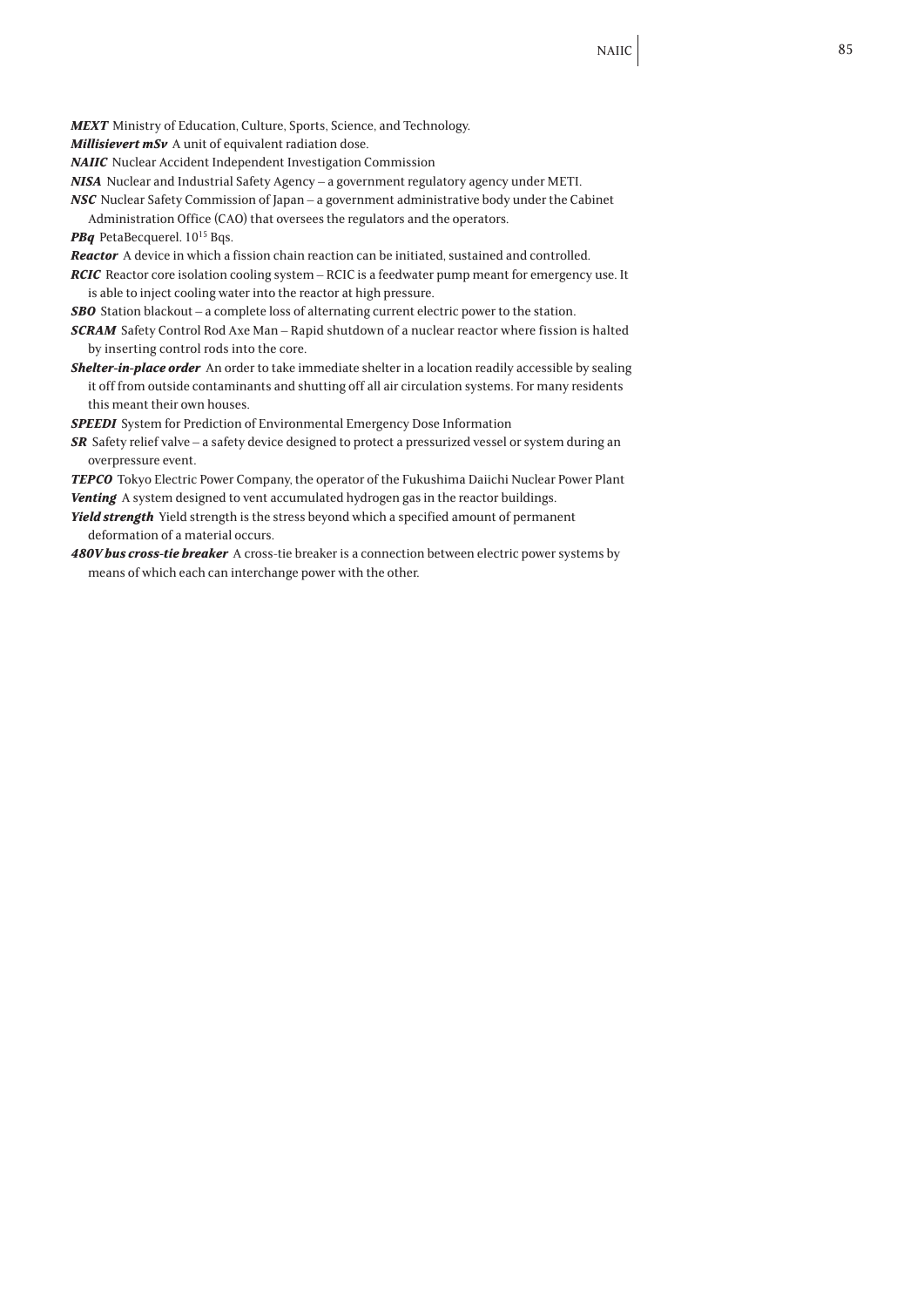***MEXT*** Ministry of Education, Culture, Sports, Science, and Technology.

***Millisievert mSv*** A unit of equivalent radiation dose.

***NAIIC*** Nuclear Accident Independent Investigation Commission

***NISA*** Nuclear and Industrial Safety Agency – a government regulatory agency under METI.

***NSC*** Nuclear Safety Commission of Japan – a government administrative body under the Cabinet Administration Office (CAO) that oversees the regulators and the operators.

***PBq*** PetaBecquerel. $10^{15}$ Bqs.

***Reactor*** A device in which a fission chain reaction can be initiated, sustained and controlled.

***RCIC*** Reactor core isolation cooling system – RCIC is a feedwater pump meant for emergency use. It is able to inject cooling water into the reactor at high pressure.

***SBO*** Station blackout – a complete loss of alternating current electric power to the station.

***SCRAM*** Safety Control Rod Axe Man – Rapid shutdown of a nuclear reactor where fission is halted by inserting control rods into the core.

***Shelter-in-place order*** An order to take immediate shelter in a location readily accessible by sealing it off from outside contaminants and shutting off all air circulation systems. For many residents this meant their own houses.

***SPEEDI*** System for Prediction of Environmental Emergency Dose Information

***SR*** Safety relief valve – a safety device designed to protect a pressurized vessel or system during an overpressure event.

***TEPCO*** Tokyo Electric Power Company, the operator of the Fukushima Daiichi Nuclear Power Plant

***Venting*** A system designed to vent accumulated hydrogen gas in the reactor buildings.

***Yield strength*** Yield strength is the stress beyond which a specified amount of permanent deformation of a material occurs.

***480V bus cross-tie breaker*** A cross-tie breaker is a connection between electric power systems by means of which each can interchange power with the other.